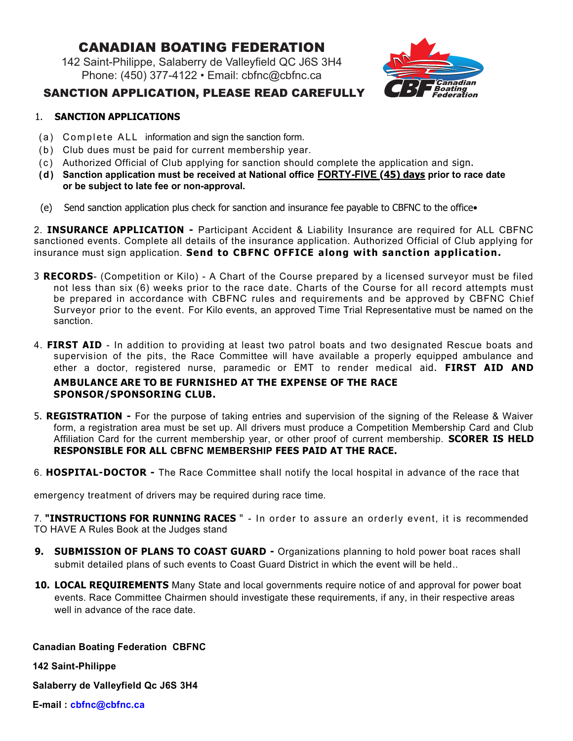# CANADIAN BOATING FEDERATION

142 Saint-Philippe, Salaberry de Valleyfield QC J6S 3H4
Phone: (450) 377-4122 • Email: cbfnc@cbfnc.ca

## SANCTION APPLICATION, PLEASE READ CAREFULLY

1. **SANCTION APPLICATIONS**

(a) Complete ALL information and sign the sanction form.
(b) Club dues must be paid for current membership year.
(c) Authorized Official of Club applying for sanction should complete the application and sign.
**(d) Sanction application must be received at National office FORTY-FIVE (45) days prior to race date or be subject to late fee or non-approval.**

(e) Send sanction application plus check for sanction and insurance fee payable to CBFNC to the office•

2. **INSURANCE APPLICATION -** Participant Accident & Liability Insurance are required for ALL CBFNC sanctioned events. Complete all details of the insurance application. Authorized Official of Club applying for insurance must sign application. **Send to CBFNC OFFICE along with sanction application.**

3 **RECORDS**- (Competition or Kilo) - A Chart of the Course prepared by a licensed surveyor must be filed not less than six (6) weeks prior to the race date. Charts of the Course for all record attempts must be prepared in accordance with CBFNC rules and requirements and be approved by CBFNC Chief Surveyor prior to the event. For Kilo events, an approved Time Trial Representative must be named on the sanction.

4. **FIRST AID** - In addition to providing at least two patrol boats and two designated Rescue boats and supervision of the pits, the Race Committee will have available a properly equipped ambulance and ether a doctor, registered nurse, paramedic or EMT to render medical aid. **FIRST AID AND AMBULANCE ARE TO BE FURNISHED AT THE EXPENSE OF THE RACE SPONSOR/SPONSORING CLUB.**

5. **REGISTRATION -** For the purpose of taking entries and supervision of the signing of the Release & Waiver form, a registration area must be set up. All drivers must produce a Competition Membership Card and Club Affiliation Card for the current membership year, or other proof of current membership. **SCORER IS HELD RESPONSIBLE FOR ALL CBFNC MEMBERSHIP FEES PAID AT THE RACE.**

6. **HOSPITAL-DOCTOR -** The Race Committee shall notify the local hospital in advance of the race that

emergency treatment of drivers may be required during race time.

7. **"INSTRUCTIONS FOR RUNNING RACES** " - In order to assure an orderly event, it is recommended TO HAVE A Rules Book at the Judges stand

9. **SUBMISSION OF PLANS TO COAST GUARD -** Organizations planning to hold power boat races shall submit detailed plans of such events to Coast Guard District in which the event will be held..

10. **LOCAL REQUIREMENTS** Many State and local governments require notice of and approval for power boat events. Race Committee Chairmen should investigate these requirements, if any, in their respective areas well in advance of the race date.

**Canadian Boating Federation CBFNC**

**142 Saint-Philippe**

**Salaberry de Valleyfield Qc J6S 3H4**

**E-mail : cbfnc@cbfnc.ca**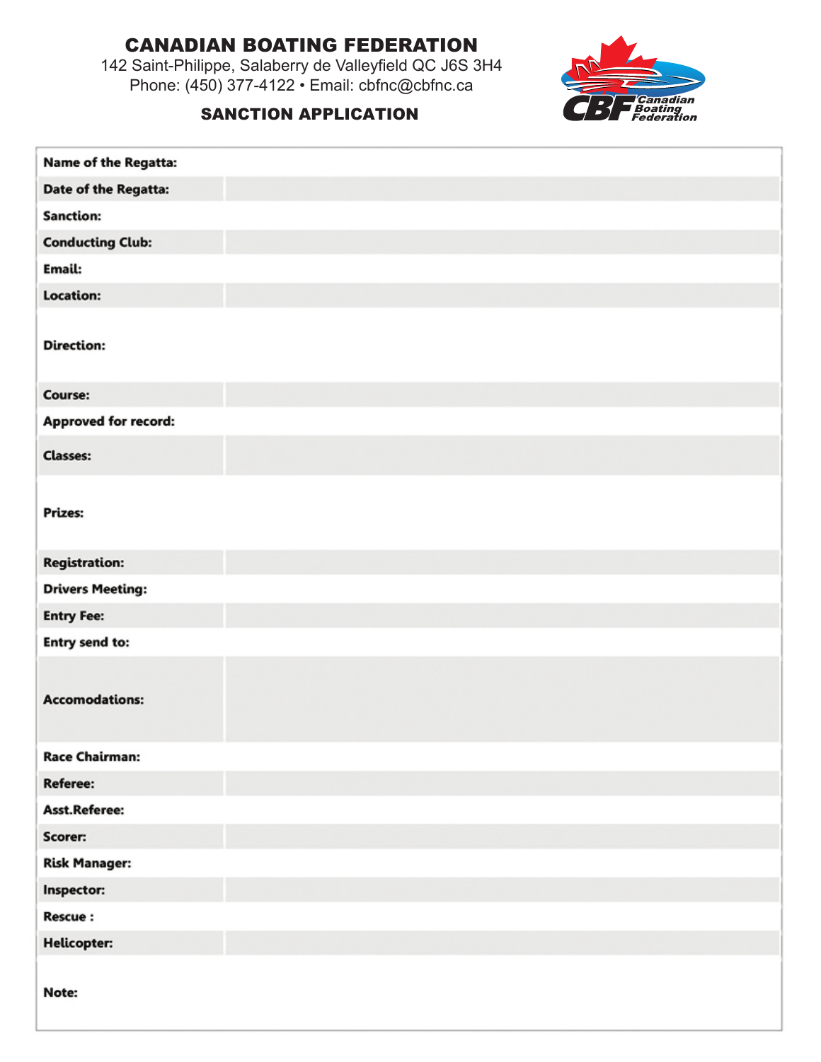# CANADIAN BOATING FEDERATION

142 Saint-Philippe, Salaberry de Valleyfield QC J6S 3H4
Phone: (450) 377-4122 • Email: cbfnc@cbfnc.ca

## SANCTION APPLICATION

| | |
|---|---|
| **Name of the Regatta:** | |
| **Date of the Regatta:** | |
| **Sanction:** | |
| **Conducting Club:** | |
| **Email:** | |
| **Location:** | |
| **Direction:** | |
| **Course:** | |
| **Approved for record:** | |
| **Classes:** | |
| **Prizes:** | |
| **Registration:** | |
| **Drivers Meeting:** | |
| **Entry Fee:** | |
| **Entry send to:** | |
| **Accomodations:** | |
| **Race Chairman:** | |
| **Referee:** | |
| **Asst.Referee:** | |
| **Scorer:** | |
| **Risk Manager:** | |
| **Inspector:** | |
| **Rescue :** | |
| **Helicopter:** | |
| **Note:** | |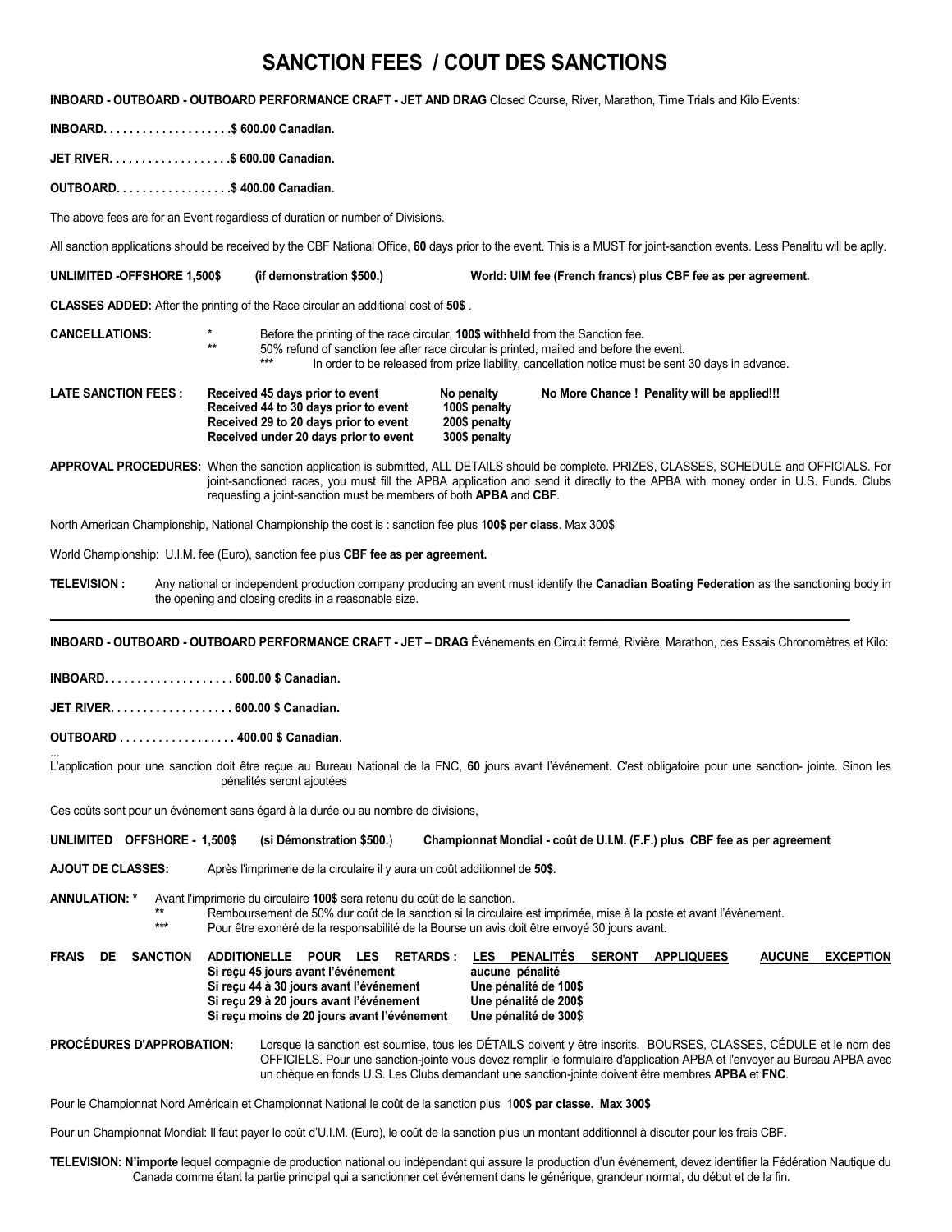# SANCTION FEES / COUT DES SANCTIONS

**INBOARD - OUTBOARD - OUTBOARD PERFORMANCE CRAFT - JET AND DRAG** Closed Course, River, Marathon, Time Trials and Kilo Events:

**INBOARD. . . . . . . . . . . . . . . . . . . .$ 600.00 Canadian.**

**JET RIVER. . . . . . . . . . . . . . . . . . .$ 600.00 Canadian.**

**OUTBOARD. . . . . . . . . . . . . . . . . .$ 400.00 Canadian.**

The above fees are for an Event regardless of duration or number of Divisions.

All sanction applications should be received by the CBF National Office, **60** days prior to the event. This is a MUST for joint-sanction events. Less Penalitu will be aplly.

**UNLIMITED -OFFSHORE 1,500$ (if demonstration $500.) World: UIM fee (French francs) plus CBF fee as per agreement.**

**CLASSES ADDED:** After the printing of the Race circular an additional cost of **50$** .

**CANCELLATIONS:**
- \* Before the printing of the race circular, **100$ withheld** from the Sanction fee**.**
- \*\* 50% refund of sanction fee after race circular is printed, mailed and before the event.
- \*\*\* In order to be released from prize liability, cancellation notice must be sent 30 days in advance.

**LATE SANCTION FEES :** **No More Chance ! Penality will be applied!!!**

| | |
|---|---|
| **Received 45 days prior to event** | **No penalty** |
| **Received 44 to 30 days prior to event** | **100$ penalty** |
| **Received 29 to 20 days prior to event** | **200$ penalty** |
| **Received under 20 days prior to event** | **300$ penalty** |

**APPROVAL PROCEDURES:** When the sanction application is submitted, ALL DETAILS should be complete. PRIZES, CLASSES, SCHEDULE and OFFICIALS. For joint-sanctioned races, you must fill the APBA application and send it directly to the APBA with money order in U.S. Funds. Clubs requesting a joint-sanction must be members of both **APBA** and **CBF**.

North American Championship, National Championship the cost is : sanction fee plus 1**00$ per class**. Max 300$

World Championship: U.I.M. fee (Euro), sanction fee plus **CBF fee as per agreement.**

**TELEVISION :** Any national or independent production company producing an event must identify the **Canadian Boating Federation** as the sanctioning body in the opening and closing credits in a reasonable size.

---

**INBOARD - OUTBOARD - OUTBOARD PERFORMANCE CRAFT - JET – DRAG** Événements en Circuit fermé, Rivière, Marathon, des Essais Chronomètres et Kilo:

**INBOARD. . . . . . . . . . . . . . . . . . . . 600.00 $ Canadian.**

**JET RIVER. . . . . . . . . . . . . . . . . . . 600.00 $ Canadian.**

**OUTBOARD . . . . . . . . . . . . . . . . . . 400.00 $ Canadian.**

...
L'application pour une sanction doit être reçue au Bureau National de la FNC, **60** jours avant l'événement. C'est obligatoire pour une sanction- jointe. Sinon les pénalités seront ajoutées

Ces coûts sont pour un événement sans égard à la durée ou au nombre de divisions,

**UNLIMITED OFFSHORE - 1,500$ (si Démonstration $500.) Championnat Mondial - coût de U.I.M. (F.F.) plus CBF fee as per agreement**

**AJOUT DE CLASSES:** Après l'imprimerie de la circulaire il y aura un coût additionnel de **50$**.

**ANNULATION:**
- \* Avant l'imprimerie du circulaire **100$** sera retenu du coût de la sanction.
- \*\* Remboursement de 50% dur coût de la sanction si la circulaire est imprimée, mise à la poste et avant l'évènement.
- \*\*\* Pour être exonéré de la responsabilité de la Bourse un avis doit être envoyé 30 jours avant.

**FRAIS DE SANCTION ADDITIONELLE POUR LES RETARDS :** **<u>LES PENALITÉS SERONT APPLIQUEES AUCUNE EXCEPTION</u>**

| | |
|---|---|
| **Si reçu 45 jours avant l'événement** | **aucune pénalité** |
| **Si reçu 44 à 30 jours avant l'événement** | **Une pénalité de 100$** |
| **Si reçu 29 à 20 jours avant l'événement** | **Une pénalité de 200$** |
| **Si reçu moins de 20 jours avant l'événement** | **Une pénalité de 300**$ |

**PROCÉDURES D'APPROBATION:** Lorsque la sanction est soumise, tous les DÉTAILS doivent y être inscrits. BOURSES, CLASSES, CÉDULE et le nom des OFFICIELS. Pour une sanction-jointe vous devez remplir le formulaire d'application APBA et l'envoyer au Bureau APBA avec un chèque en fonds U.S. Les Clubs demandant une sanction-jointe doivent être membres **APBA** et **FNC**.

Pour le Championnat Nord Américain et Championnat National le coût de la sanction plus 1**00$ par classe. Max 300$**

Pour un Championnat Mondial: Il faut payer le coût d'U.I.M. (Euro), le coût de la sanction plus un montant additionnel à discuter pour les frais CBF**.**

**TELEVISION: N'importe** lequel compagnie de production national ou indépendant qui assure la production d'un événement, devez identifier la Fédération Nautique du Canada comme étant la partie principal qui a sanctionner cet événement dans le générique, grandeur normal, du début et de la fin.